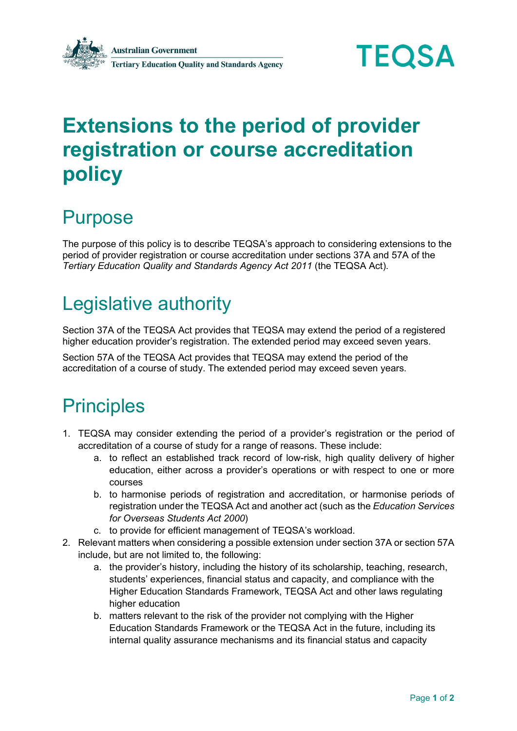Australian Government
Tertiary Education Quality and Standards Agency

TEQSA

# Extensions to the period of provider registration or course accreditation policy

## Purpose

The purpose of this policy is to describe TEQSA's approach to considering extensions to the period of provider registration or course accreditation under sections 37A and 57A of the *Tertiary Education Quality and Standards Agency Act 2011* (the TEQSA Act).

## Legislative authority

Section 37A of the TEQSA Act provides that TEQSA may extend the period of a registered higher education provider's registration. The extended period may exceed seven years.

Section 57A of the TEQSA Act provides that TEQSA may extend the period of the accreditation of a course of study. The extended period may exceed seven years.

## Principles

1. TEQSA may consider extending the period of a provider's registration or the period of accreditation of a course of study for a range of reasons. These include:
   a. to reflect an established track record of low-risk, high quality delivery of higher education, either across a provider's operations or with respect to one or more courses
   b. to harmonise periods of registration and accreditation, or harmonise periods of registration under the TEQSA Act and another act (such as the *Education Services for Overseas Students Act 2000*)
   c. to provide for efficient management of TEQSA's workload.
2. Relevant matters when considering a possible extension under section 37A or section 57A include, but are not limited to, the following:
   a. the provider's history, including the history of its scholarship, teaching, research, students' experiences, financial status and capacity, and compliance with the Higher Education Standards Framework, TEQSA Act and other laws regulating higher education
   b. matters relevant to the risk of the provider not complying with the Higher Education Standards Framework or the TEQSA Act in the future, including its internal quality assurance mechanisms and its financial status and capacity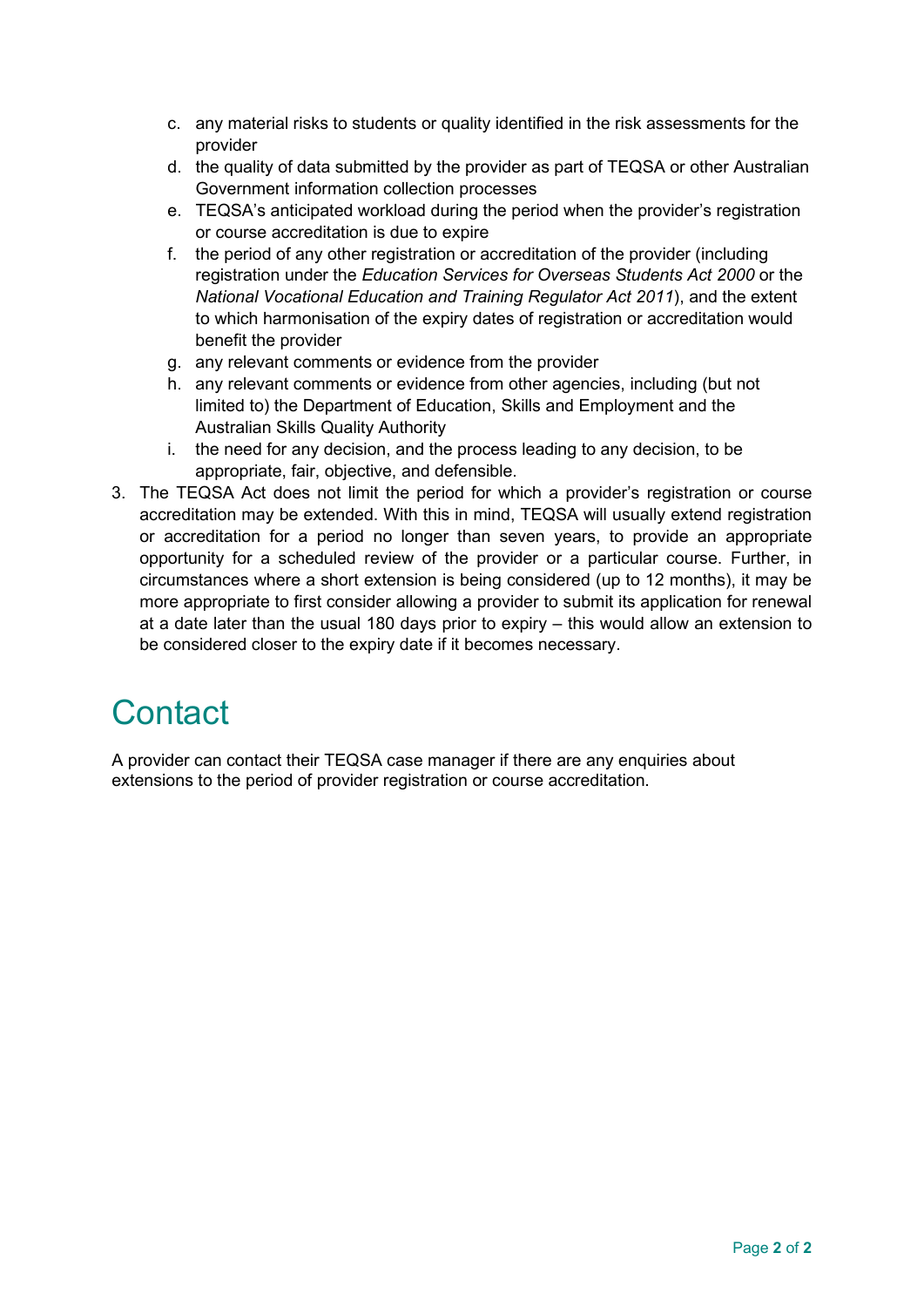c. any material risks to students or quality identified in the risk assessments for the provider
   d. the quality of data submitted by the provider as part of TEQSA or other Australian Government information collection processes
   e. TEQSA's anticipated workload during the period when the provider's registration or course accreditation is due to expire
   f. the period of any other registration or accreditation of the provider (including registration under the *Education Services for Overseas Students Act 2000* or the *National Vocational Education and Training Regulator Act 2011*), and the extent to which harmonisation of the expiry dates of registration or accreditation would benefit the provider
   g. any relevant comments or evidence from the provider
   h. any relevant comments or evidence from other agencies, including (but not limited to) the Department of Education, Skills and Employment and the Australian Skills Quality Authority
   i. the need for any decision, and the process leading to any decision, to be appropriate, fair, objective, and defensible.

3. The TEQSA Act does not limit the period for which a provider's registration or course accreditation may be extended. With this in mind, TEQSA will usually extend registration or accreditation for a period no longer than seven years, to provide an appropriate opportunity for a scheduled review of the provider or a particular course. Further, in circumstances where a short extension is being considered (up to 12 months), it may be more appropriate to first consider allowing a provider to submit its application for renewal at a date later than the usual 180 days prior to expiry – this would allow an extension to be considered closer to the expiry date if it becomes necessary.

# Contact

A provider can contact their TEQSA case manager if there are any enquiries about extensions to the period of provider registration or course accreditation.